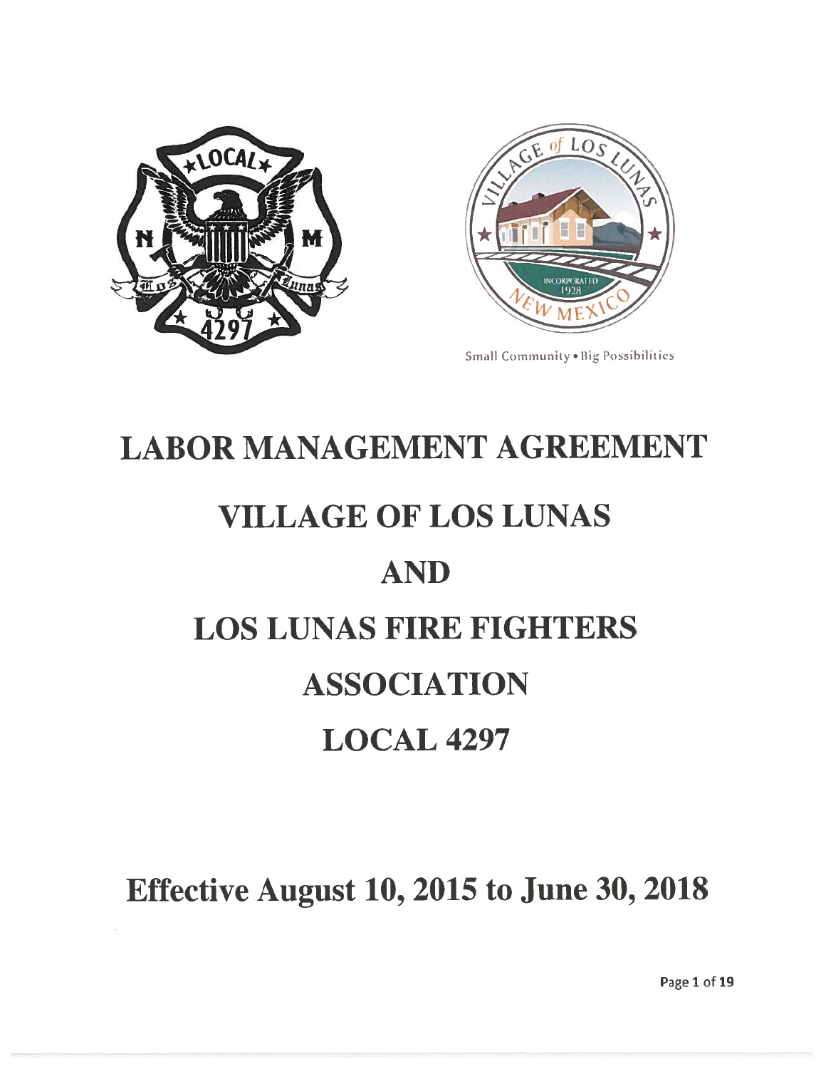Small Community • Big Possibilities

# LABOR MANAGEMENT AGREEMENT

# VILLAGE OF LOS LUNAS

# AND

# LOS LUNAS FIRE FIGHTERS ASSOCIATION

# LOCAL 4297

## Effective August 10, 2015 to June 30, 2018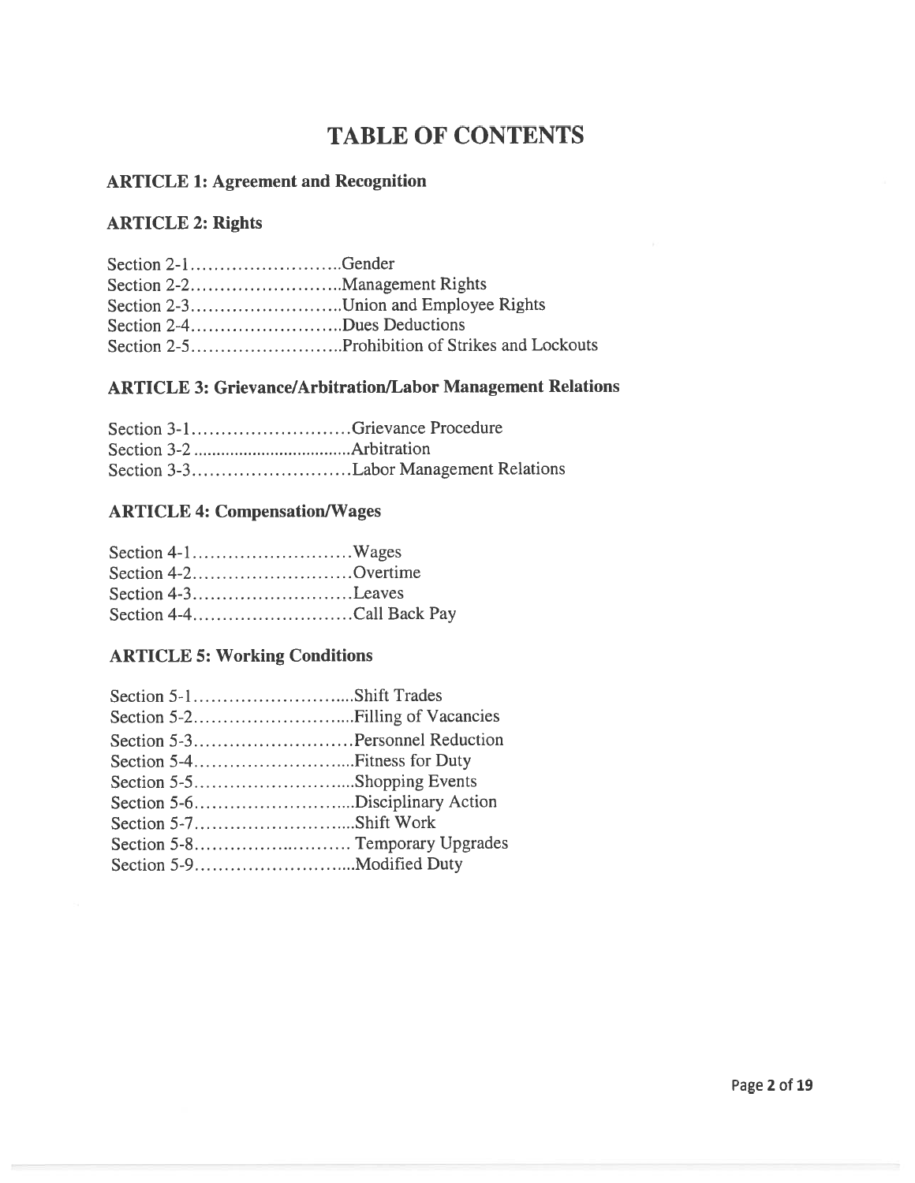# TABLE OF CONTENTS

**ARTICLE 1: Agreement and Recognition**

**ARTICLE 2: Rights**

Section 2-1……………………..Gender
Section 2-2……………………..Management Rights
Section 2-3……………………..Union and Employee Rights
Section 2-4……………………..Dues Deductions
Section 2-5……………………..Prohibition of Strikes and Lockouts

**ARTICLE 3: Grievance/Arbitration/Labor Management Relations**

Section 3-1………………………Grievance Procedure
Section 3-2 ...................................Arbitration
Section 3-3………………………Labor Management Relations

**ARTICLE 4: Compensation/Wages**

Section 4-1………………………Wages
Section 4-2………………………Overtime
Section 4-3………………………Leaves
Section 4-4………………………Call Back Pay

**ARTICLE 5: Working Conditions**

Section 5-1……………………....Shift Trades
Section 5-2……………………....Filling of Vacancies
Section 5-3………………………Personnel Reduction
Section 5-4……………………....Fitness for Duty
Section 5-5……………………....Shopping Events
Section 5-6……………………....Disciplinary Action
Section 5-7……………………....Shift Work
Section 5-8…………….………. Temporary Upgrades
Section 5-9……………………....Modified Duty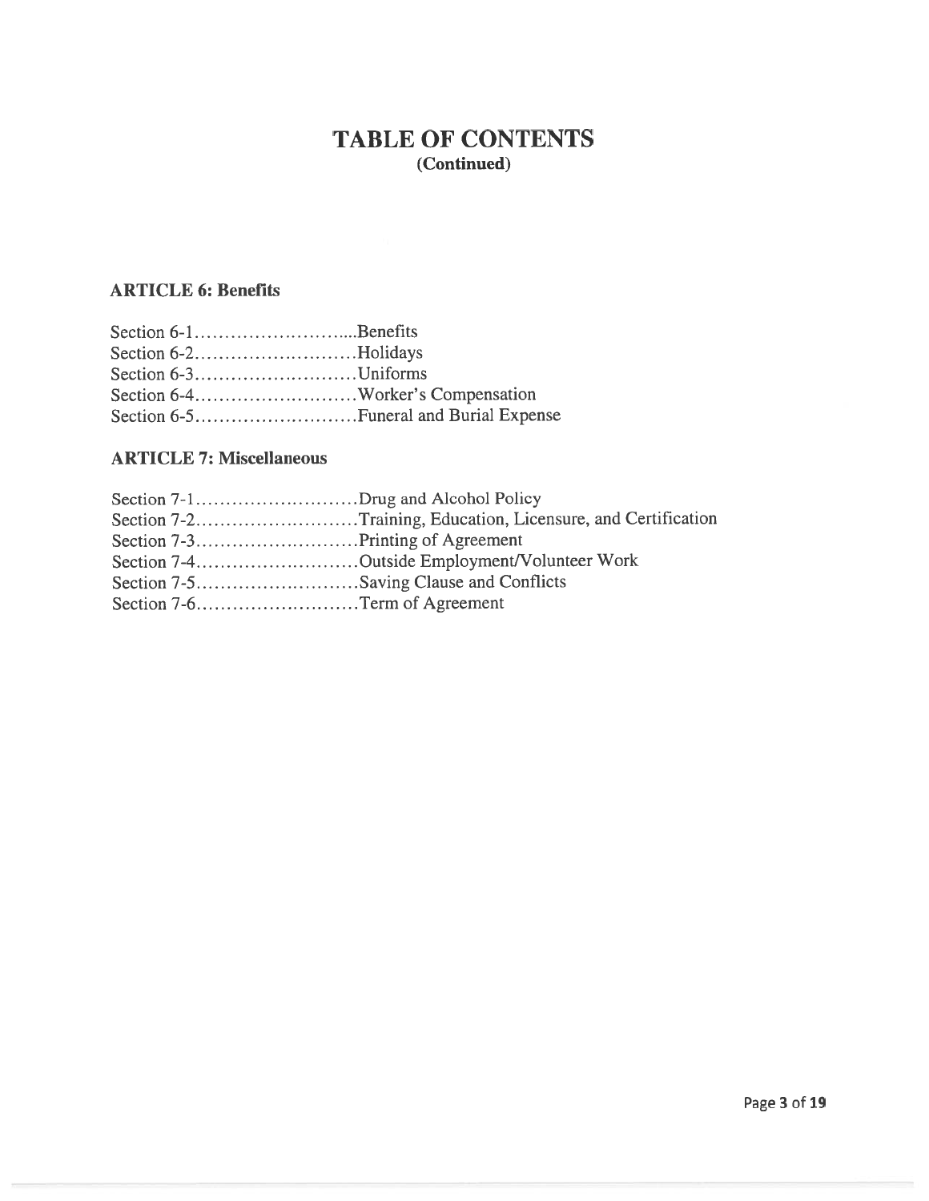# TABLE OF CONTENTS
**(Continued)**

### ARTICLE 6: Benefits

Section 6-1..........................Benefits
Section 6-2..........................Holidays
Section 6-3..........................Uniforms
Section 6-4..........................Worker's Compensation
Section 6-5..........................Funeral and Burial Expense

### ARTICLE 7: Miscellaneous

Section 7-1..........................Drug and Alcohol Policy
Section 7-2..........................Training, Education, Licensure, and Certification
Section 7-3..........................Printing of Agreement
Section 7-4..........................Outside Employment/Volunteer Work
Section 7-5..........................Saving Clause and Conflicts
Section 7-6..........................Term of Agreement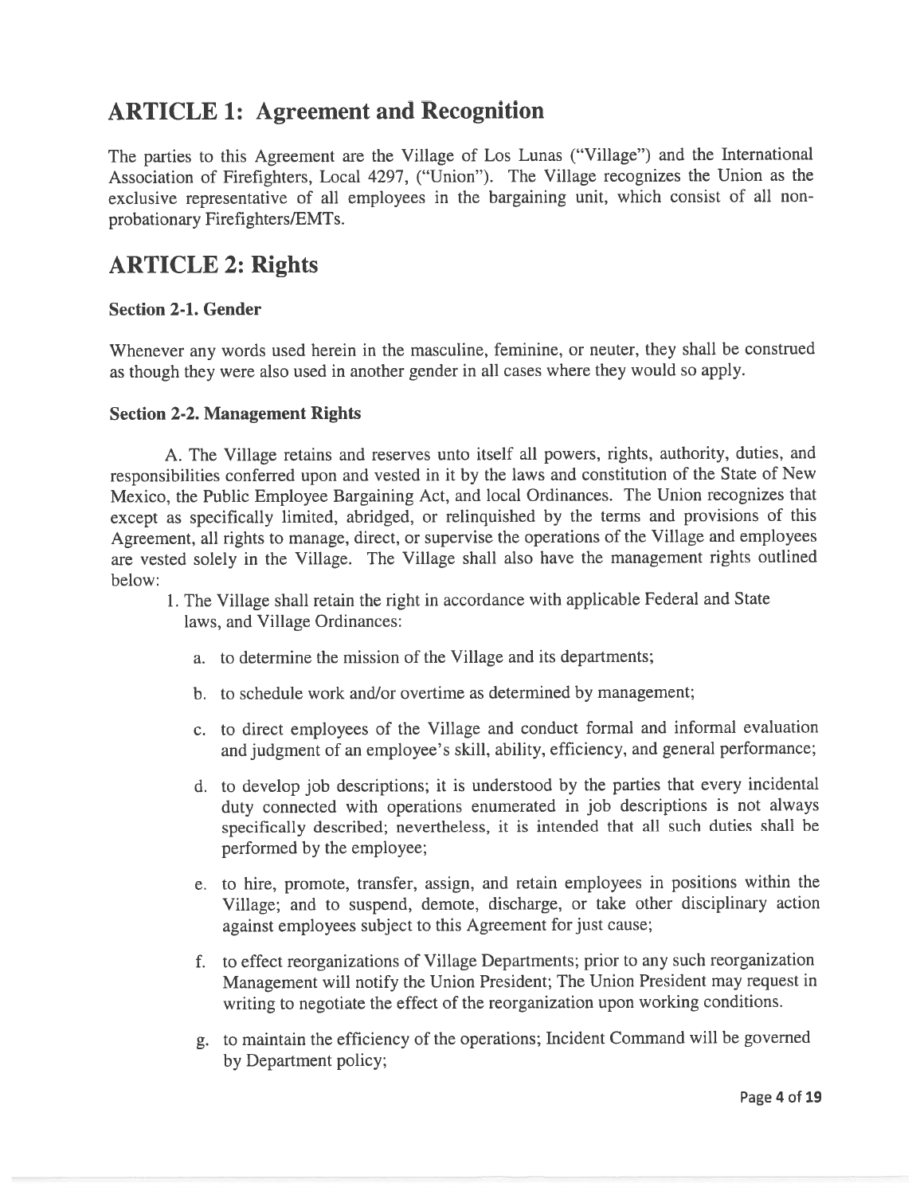# ARTICLE 1: Agreement and Recognition

The parties to this Agreement are the Village of Los Lunas ("Village") and the International Association of Firefighters, Local 4297, ("Union"). The Village recognizes the Union as the exclusive representative of all employees in the bargaining unit, which consist of all non-probationary Firefighters/EMTs.

# ARTICLE 2: Rights

### Section 2-1. Gender

Whenever any words used herein in the masculine, feminine, or neuter, they shall be construed as though they were also used in another gender in all cases where they would so apply.

### Section 2-2. Management Rights

A. The Village retains and reserves unto itself all powers, rights, authority, duties, and responsibilities conferred upon and vested in it by the laws and constitution of the State of New Mexico, the Public Employee Bargaining Act, and local Ordinances. The Union recognizes that except as specifically limited, abridged, or relinquished by the terms and provisions of this Agreement, all rights to manage, direct, or supervise the operations of the Village and employees are vested solely in the Village. The Village shall also have the management rights outlined below:

1. The Village shall retain the right in accordance with applicable Federal and State laws, and Village Ordinances:

   a. to determine the mission of the Village and its departments;

   b. to schedule work and/or overtime as determined by management;

   c. to direct employees of the Village and conduct formal and informal evaluation and judgment of an employee's skill, ability, efficiency, and general performance;

   d. to develop job descriptions; it is understood by the parties that every incidental duty connected with operations enumerated in job descriptions is not always specifically described; nevertheless, it is intended that all such duties shall be performed by the employee;

   e. to hire, promote, transfer, assign, and retain employees in positions within the Village; and to suspend, demote, discharge, or take other disciplinary action against employees subject to this Agreement for just cause;

   f. to effect reorganizations of Village Departments; prior to any such reorganization Management will notify the Union President; The Union President may request in writing to negotiate the effect of the reorganization upon working conditions.

   g. to maintain the efficiency of the operations; Incident Command will be governed by Department policy;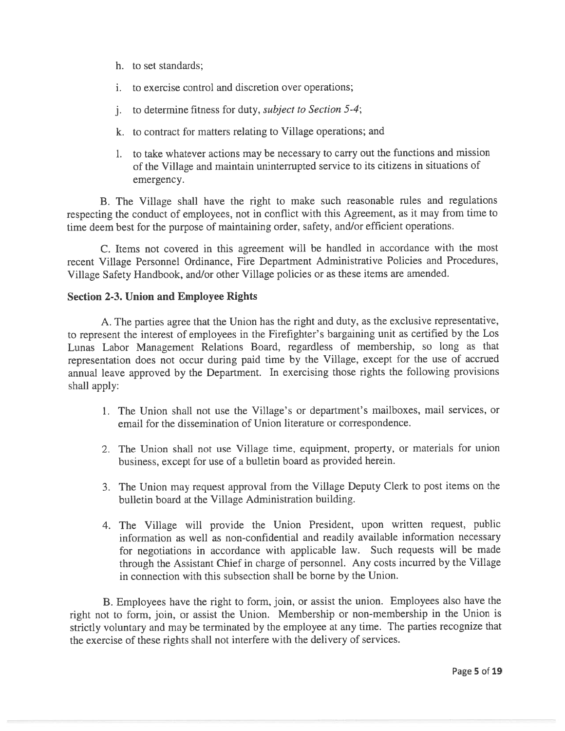h. to set standards;

i. to exercise control and discretion over operations;

j. to determine fitness for duty, *subject to Section 5-4*;

k. to contract for matters relating to Village operations; and

l. to take whatever actions may be necessary to carry out the functions and mission of the Village and maintain uninterrupted service to its citizens in situations of emergency.

B. The Village shall have the right to make such reasonable rules and regulations respecting the conduct of employees, not in conflict with this Agreement, as it may from time to time deem best for the purpose of maintaining order, safety, and/or efficient operations.

C. Items not covered in this agreement will be handled in accordance with the most recent Village Personnel Ordinance, Fire Department Administrative Policies and Procedures, Village Safety Handbook, and/or other Village policies or as these items are amended.

**Section 2-3. Union and Employee Rights**

A. The parties agree that the Union has the right and duty, as the exclusive representative, to represent the interest of employees in the Firefighter's bargaining unit as certified by the Los Lunas Labor Management Relations Board, regardless of membership, so long as that representation does not occur during paid time by the Village, except for the use of accrued annual leave approved by the Department. In exercising those rights the following provisions shall apply:

1. The Union shall not use the Village's or department's mailboxes, mail services, or email for the dissemination of Union literature or correspondence.

2. The Union shall not use Village time, equipment, property, or materials for union business, except for use of a bulletin board as provided herein.

3. The Union may request approval from the Village Deputy Clerk to post items on the bulletin board at the Village Administration building.

4. The Village will provide the Union President, upon written request, public information as well as non-confidential and readily available information necessary for negotiations in accordance with applicable law. Such requests will be made through the Assistant Chief in charge of personnel. Any costs incurred by the Village in connection with this subsection shall be borne by the Union.

B. Employees have the right to form, join, or assist the union. Employees also have the right not to form, join, or assist the Union. Membership or non-membership in the Union is strictly voluntary and may be terminated by the employee at any time. The parties recognize that the exercise of these rights shall not interfere with the delivery of services.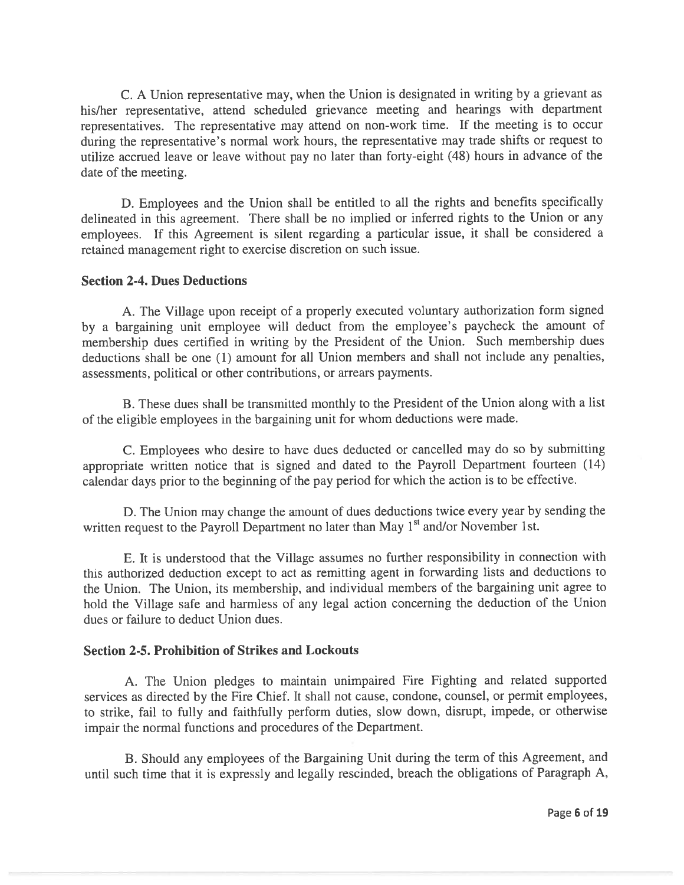C. A Union representative may, when the Union is designated in writing by a grievant as his/her representative, attend scheduled grievance meeting and hearings with department representatives. The representative may attend on non-work time. If the meeting is to occur during the representative's normal work hours, the representative may trade shifts or request to utilize accrued leave or leave without pay no later than forty-eight (48) hours in advance of the date of the meeting.

D. Employees and the Union shall be entitled to all the rights and benefits specifically delineated in this agreement. There shall be no implied or inferred rights to the Union or any employees. If this Agreement is silent regarding a particular issue, it shall be considered a retained management right to exercise discretion on such issue.

### Section 2-4. Dues Deductions

A. The Village upon receipt of a properly executed voluntary authorization form signed by a bargaining unit employee will deduct from the employee's paycheck the amount of membership dues certified in writing by the President of the Union. Such membership dues deductions shall be one (1) amount for all Union members and shall not include any penalties, assessments, political or other contributions, or arrears payments.

B. These dues shall be transmitted monthly to the President of the Union along with a list of the eligible employees in the bargaining unit for whom deductions were made.

C. Employees who desire to have dues deducted or cancelled may do so by submitting appropriate written notice that is signed and dated to the Payroll Department fourteen (14) calendar days prior to the beginning of the pay period for which the action is to be effective.

D. The Union may change the amount of dues deductions twice every year by sending the written request to the Payroll Department no later than May 1st and/or November 1st.

E. It is understood that the Village assumes no further responsibility in connection with this authorized deduction except to act as remitting agent in forwarding lists and deductions to the Union. The Union, its membership, and individual members of the bargaining unit agree to hold the Village safe and harmless of any legal action concerning the deduction of the Union dues or failure to deduct Union dues.

### Section 2-5. Prohibition of Strikes and Lockouts

A. The Union pledges to maintain unimpaired Fire Fighting and related supported services as directed by the Fire Chief. It shall not cause, condone, counsel, or permit employees, to strike, fail to fully and faithfully perform duties, slow down, disrupt, impede, or otherwise impair the normal functions and procedures of the Department.

B. Should any employees of the Bargaining Unit during the term of this Agreement, and until such time that it is expressly and legally rescinded, breach the obligations of Paragraph A,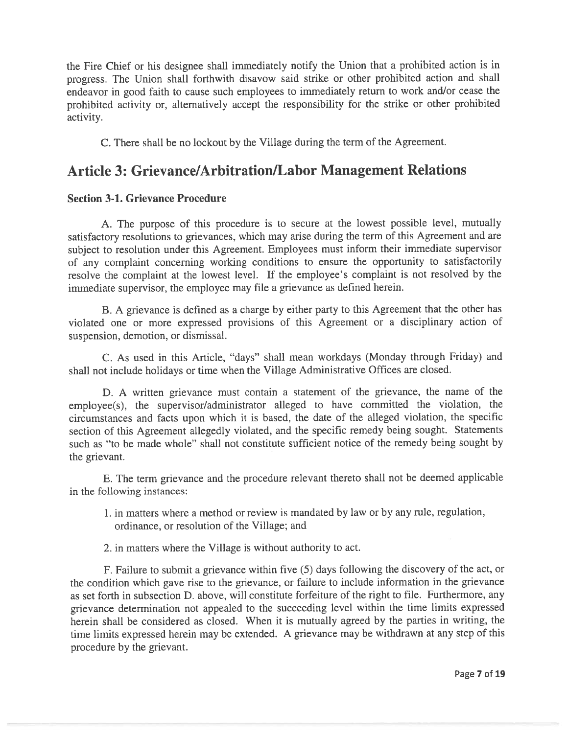the Fire Chief or his designee shall immediately notify the Union that a prohibited action is in progress. The Union shall forthwith disavow said strike or other prohibited action and shall endeavor in good faith to cause such employees to immediately return to work and/or cease the prohibited activity or, alternatively accept the responsibility for the strike or other prohibited activity.

C. There shall be no lockout by the Village during the term of the Agreement.

# Article 3: Grievance/Arbitration/Labor Management Relations

### Section 3-1. Grievance Procedure

A. The purpose of this procedure is to secure at the lowest possible level, mutually satisfactory resolutions to grievances, which may arise during the term of this Agreement and are subject to resolution under this Agreement. Employees must inform their immediate supervisor of any complaint concerning working conditions to ensure the opportunity to satisfactorily resolve the complaint at the lowest level. If the employee's complaint is not resolved by the immediate supervisor, the employee may file a grievance as defined herein.

B. A grievance is defined as a charge by either party to this Agreement that the other has violated one or more expressed provisions of this Agreement or a disciplinary action of suspension, demotion, or dismissal.

C. As used in this Article, "days" shall mean workdays (Monday through Friday) and shall not include holidays or time when the Village Administrative Offices are closed.

D. A written grievance must contain a statement of the grievance, the name of the employee(s), the supervisor/administrator alleged to have committed the violation, the circumstances and facts upon which it is based, the date of the alleged violation, the specific section of this Agreement allegedly violated, and the specific remedy being sought. Statements such as "to be made whole" shall not constitute sufficient notice of the remedy being sought by the grievant.

E. The term grievance and the procedure relevant thereto shall not be deemed applicable in the following instances:

1. in matters where a method or review is mandated by law or by any rule, regulation, ordinance, or resolution of the Village; and

2. in matters where the Village is without authority to act.

F. Failure to submit a grievance within five (5) days following the discovery of the act, or the condition which gave rise to the grievance, or failure to include information in the grievance as set forth in subsection D. above, will constitute forfeiture of the right to file. Furthermore, any grievance determination not appealed to the succeeding level within the time limits expressed herein shall be considered as closed. When it is mutually agreed by the parties in writing, the time limits expressed herein may be extended. A grievance may be withdrawn at any step of this procedure by the grievant.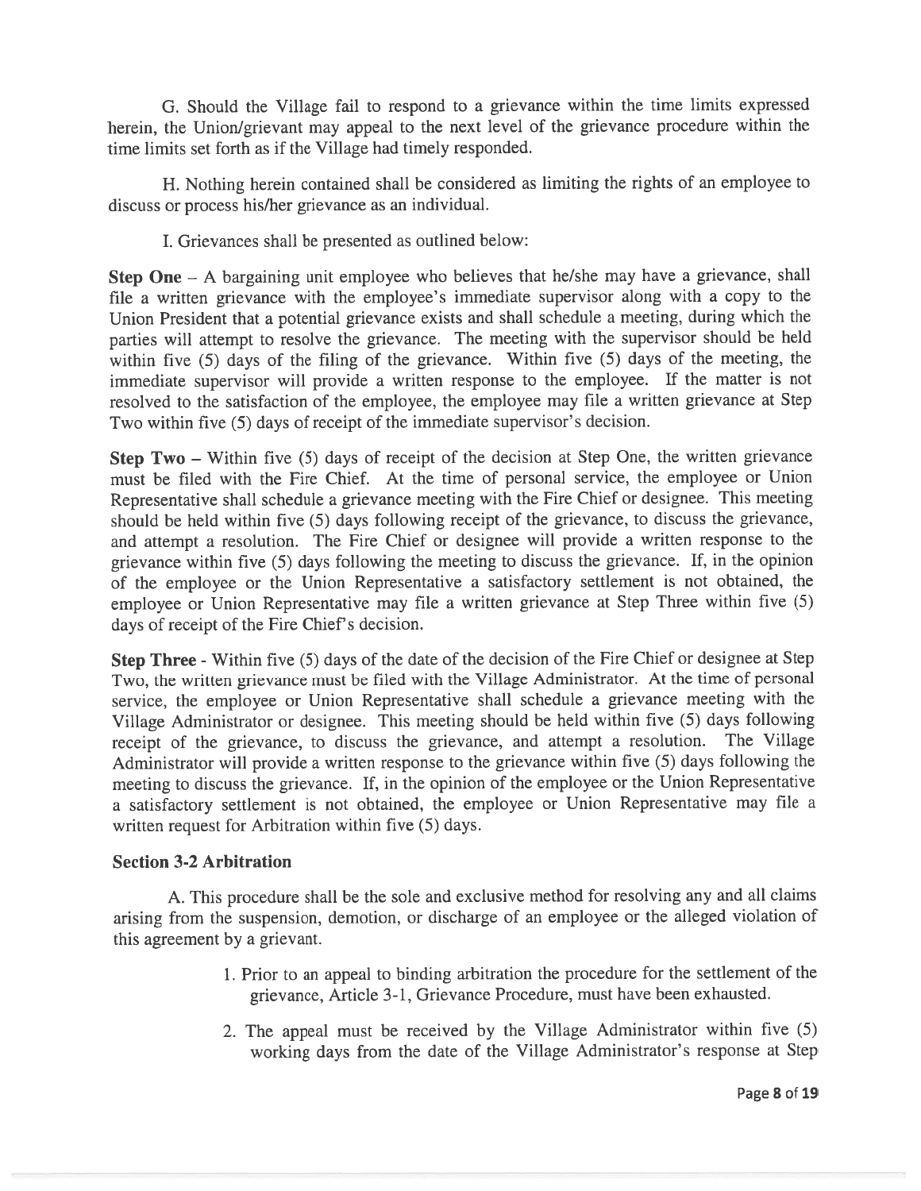G. Should the Village fail to respond to a grievance within the time limits expressed herein, the Union/grievant may appeal to the next level of the grievance procedure within the time limits set forth as if the Village had timely responded.

H. Nothing herein contained shall be considered as limiting the rights of an employee to discuss or process his/her grievance as an individual.

I. Grievances shall be presented as outlined below:

**Step One** – A bargaining unit employee who believes that he/she may have a grievance, shall file a written grievance with the employee's immediate supervisor along with a copy to the Union President that a potential grievance exists and shall schedule a meeting, during which the parties will attempt to resolve the grievance. The meeting with the supervisor should be held within five (5) days of the filing of the grievance. Within five (5) days of the meeting, the immediate supervisor will provide a written response to the employee. If the matter is not resolved to the satisfaction of the employee, the employee may file a written grievance at Step Two within five (5) days of receipt of the immediate supervisor's decision.

**Step Two** – Within five (5) days of receipt of the decision at Step One, the written grievance must be filed with the Fire Chief. At the time of personal service, the employee or Union Representative shall schedule a grievance meeting with the Fire Chief or designee. This meeting should be held within five (5) days following receipt of the grievance, to discuss the grievance, and attempt a resolution. The Fire Chief or designee will provide a written response to the grievance within five (5) days following the meeting to discuss the grievance. If, in the opinion of the employee or the Union Representative a satisfactory settlement is not obtained, the employee or Union Representative may file a written grievance at Step Three within five (5) days of receipt of the Fire Chief's decision.

**Step Three** - Within five (5) days of the date of the decision of the Fire Chief or designee at Step Two, the written grievance must be filed with the Village Administrator. At the time of personal service, the employee or Union Representative shall schedule a grievance meeting with the Village Administrator or designee. This meeting should be held within five (5) days following receipt of the grievance, to discuss the grievance, and attempt a resolution. The Village Administrator will provide a written response to the grievance within five (5) days following the meeting to discuss the grievance. If, in the opinion of the employee or the Union Representative a satisfactory settlement is not obtained, the employee or Union Representative may file a written request for Arbitration within five (5) days.

### Section 3-2 Arbitration

A. This procedure shall be the sole and exclusive method for resolving any and all claims arising from the suspension, demotion, or discharge of an employee or the alleged violation of this agreement by a grievant.

1. Prior to an appeal to binding arbitration the procedure for the settlement of the grievance, Article 3-1, Grievance Procedure, must have been exhausted.

2. The appeal must be received by the Village Administrator within five (5) working days from the date of the Village Administrator's response at Step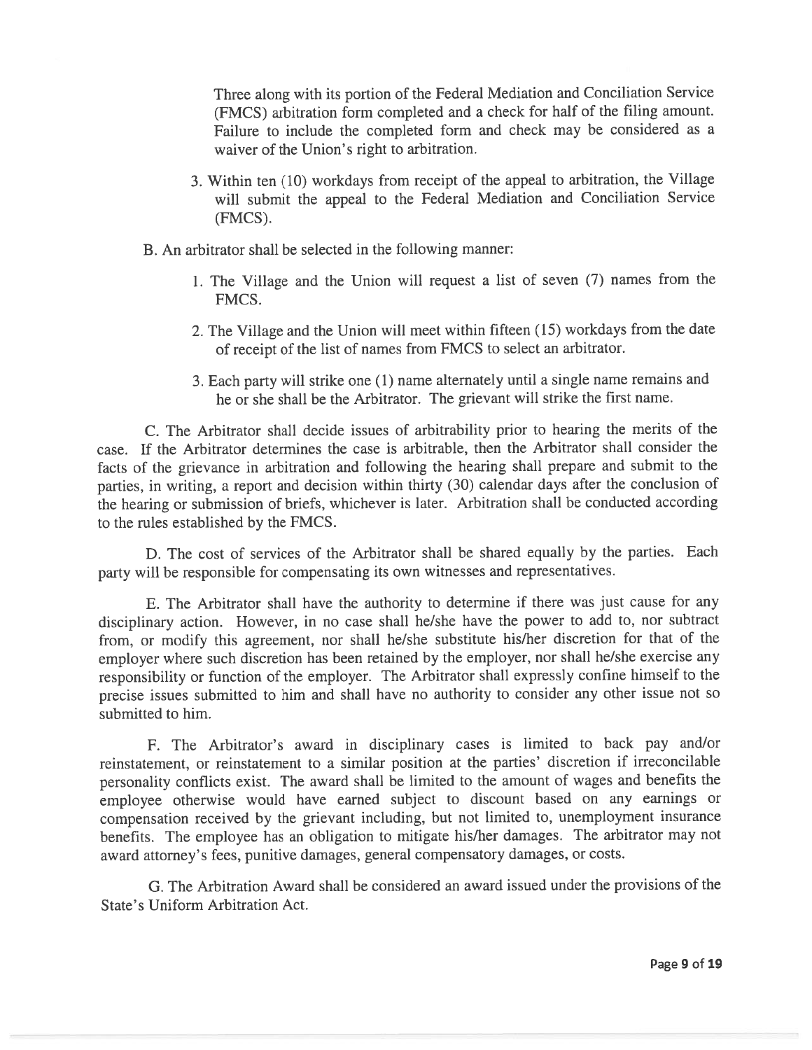Three along with its portion of the Federal Mediation and Conciliation Service (FMCS) arbitration form completed and a check for half of the filing amount. Failure to include the completed form and check may be considered as a waiver of the Union's right to arbitration.

3. Within ten (10) workdays from receipt of the appeal to arbitration, the Village will submit the appeal to the Federal Mediation and Conciliation Service (FMCS).

B. An arbitrator shall be selected in the following manner:

1. The Village and the Union will request a list of seven (7) names from the FMCS.

2. The Village and the Union will meet within fifteen (15) workdays from the date of receipt of the list of names from FMCS to select an arbitrator.

3. Each party will strike one (1) name alternately until a single name remains and he or she shall be the Arbitrator. The grievant will strike the first name.

C. The Arbitrator shall decide issues of arbitrability prior to hearing the merits of the case. If the Arbitrator determines the case is arbitrable, then the Arbitrator shall consider the facts of the grievance in arbitration and following the hearing shall prepare and submit to the parties, in writing, a report and decision within thirty (30) calendar days after the conclusion of the hearing or submission of briefs, whichever is later. Arbitration shall be conducted according to the rules established by the FMCS.

D. The cost of services of the Arbitrator shall be shared equally by the parties. Each party will be responsible for compensating its own witnesses and representatives.

E. The Arbitrator shall have the authority to determine if there was just cause for any disciplinary action. However, in no case shall he/she have the power to add to, nor subtract from, or modify this agreement, nor shall he/she substitute his/her discretion for that of the employer where such discretion has been retained by the employer, nor shall he/she exercise any responsibility or function of the employer. The Arbitrator shall expressly confine himself to the precise issues submitted to him and shall have no authority to consider any other issue not so submitted to him.

F. The Arbitrator's award in disciplinary cases is limited to back pay and/or reinstatement, or reinstatement to a similar position at the parties' discretion if irreconcilable personality conflicts exist. The award shall be limited to the amount of wages and benefits the employee otherwise would have earned subject to discount based on any earnings or compensation received by the grievant including, but not limited to, unemployment insurance benefits. The employee has an obligation to mitigate his/her damages. The arbitrator may not award attorney's fees, punitive damages, general compensatory damages, or costs.

G. The Arbitration Award shall be considered an award issued under the provisions of the State's Uniform Arbitration Act.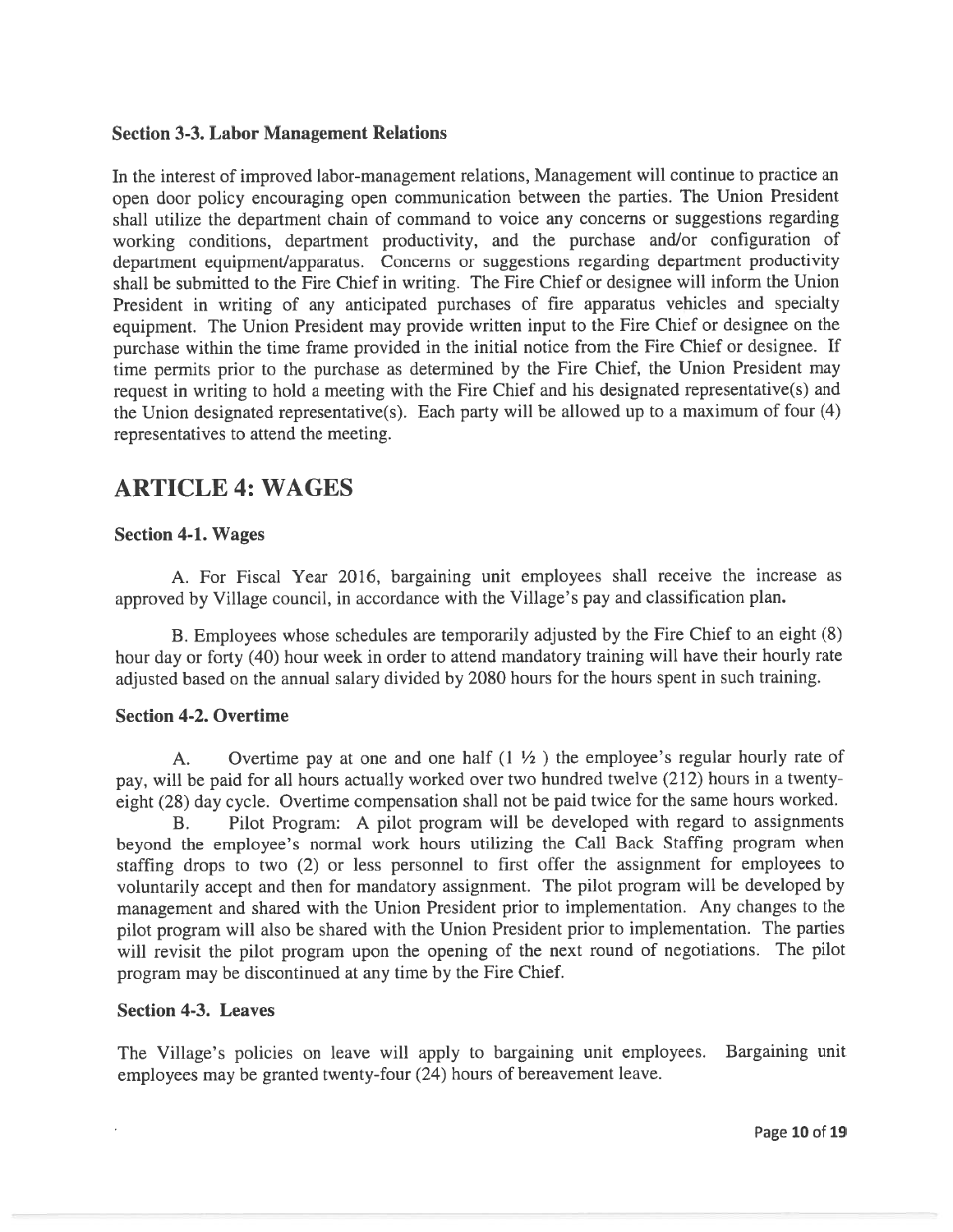### Section 3-3. Labor Management Relations

In the interest of improved labor-management relations, Management will continue to practice an open door policy encouraging open communication between the parties. The Union President shall utilize the department chain of command to voice any concerns or suggestions regarding working conditions, department productivity, and the purchase and/or configuration of department equipment/apparatus. Concerns or suggestions regarding department productivity shall be submitted to the Fire Chief in writing. The Fire Chief or designee will inform the Union President in writing of any anticipated purchases of fire apparatus vehicles and specialty equipment. The Union President may provide written input to the Fire Chief or designee on the purchase within the time frame provided in the initial notice from the Fire Chief or designee. If time permits prior to the purchase as determined by the Fire Chief, the Union President may request in writing to hold a meeting with the Fire Chief and his designated representative(s) and the Union designated representative(s). Each party will be allowed up to a maximum of four (4) representatives to attend the meeting.

## ARTICLE 4: WAGES

### Section 4-1. Wages

A. For Fiscal Year 2016, bargaining unit employees shall receive the increase as approved by Village council, in accordance with the Village's pay and classification plan.

B. Employees whose schedules are temporarily adjusted by the Fire Chief to an eight (8) hour day or forty (40) hour week in order to attend mandatory training will have their hourly rate adjusted based on the annual salary divided by 2080 hours for the hours spent in such training.

### Section 4-2. Overtime

A. Overtime pay at one and one half (1 ½ ) the employee's regular hourly rate of pay, will be paid for all hours actually worked over two hundred twelve (212) hours in a twenty-eight (28) day cycle. Overtime compensation shall not be paid twice for the same hours worked.

B. Pilot Program: A pilot program will be developed with regard to assignments beyond the employee's normal work hours utilizing the Call Back Staffing program when staffing drops to two (2) or less personnel to first offer the assignment for employees to voluntarily accept and then for mandatory assignment. The pilot program will be developed by management and shared with the Union President prior to implementation. Any changes to the pilot program will also be shared with the Union President prior to implementation. The parties will revisit the pilot program upon the opening of the next round of negotiations. The pilot program may be discontinued at any time by the Fire Chief.

### Section 4-3. Leaves

The Village's policies on leave will apply to bargaining unit employees. Bargaining unit employees may be granted twenty-four (24) hours of bereavement leave.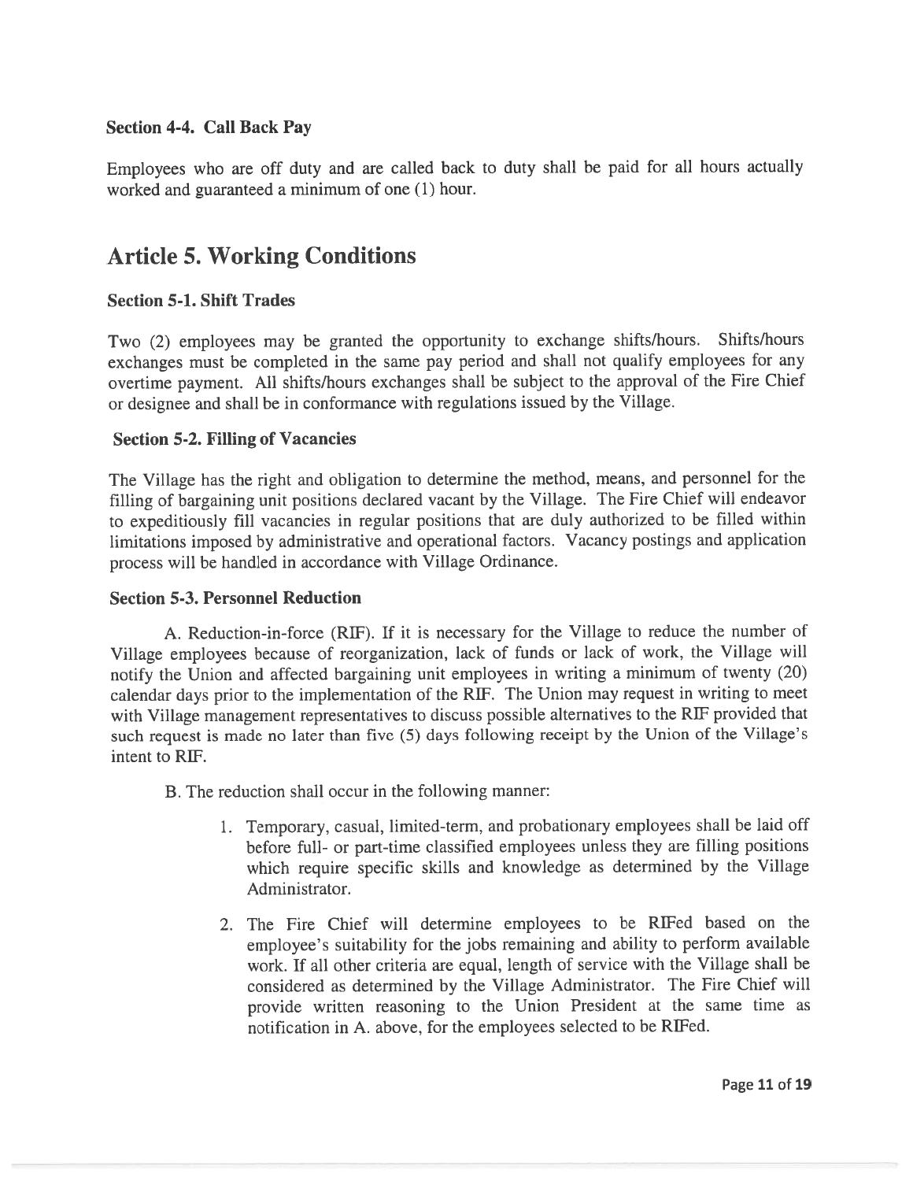### Section 4-4. Call Back Pay

Employees who are off duty and are called back to duty shall be paid for all hours actually worked and guaranteed a minimum of one (1) hour.

## Article 5. Working Conditions

### Section 5-1. Shift Trades

Two (2) employees may be granted the opportunity to exchange shifts/hours. Shifts/hours exchanges must be completed in the same pay period and shall not qualify employees for any overtime payment. All shifts/hours exchanges shall be subject to the approval of the Fire Chief or designee and shall be in conformance with regulations issued by the Village.

### Section 5-2. Filling of Vacancies

The Village has the right and obligation to determine the method, means, and personnel for the filling of bargaining unit positions declared vacant by the Village. The Fire Chief will endeavor to expeditiously fill vacancies in regular positions that are duly authorized to be filled within limitations imposed by administrative and operational factors. Vacancy postings and application process will be handled in accordance with Village Ordinance.

### Section 5-3. Personnel Reduction

A. Reduction-in-force (RIF). If it is necessary for the Village to reduce the number of Village employees because of reorganization, lack of funds or lack of work, the Village will notify the Union and affected bargaining unit employees in writing a minimum of twenty (20) calendar days prior to the implementation of the RIF. The Union may request in writing to meet with Village management representatives to discuss possible alternatives to the RIF provided that such request is made no later than five (5) days following receipt by the Union of the Village's intent to RIF.

B. The reduction shall occur in the following manner:

1. Temporary, casual, limited-term, and probationary employees shall be laid off before full- or part-time classified employees unless they are filling positions which require specific skills and knowledge as determined by the Village Administrator.
2. The Fire Chief will determine employees to be RIFed based on the employee's suitability for the jobs remaining and ability to perform available work. If all other criteria are equal, length of service with the Village shall be considered as determined by the Village Administrator. The Fire Chief will provide written reasoning to the Union President at the same time as notification in A. above, for the employees selected to be RIFed.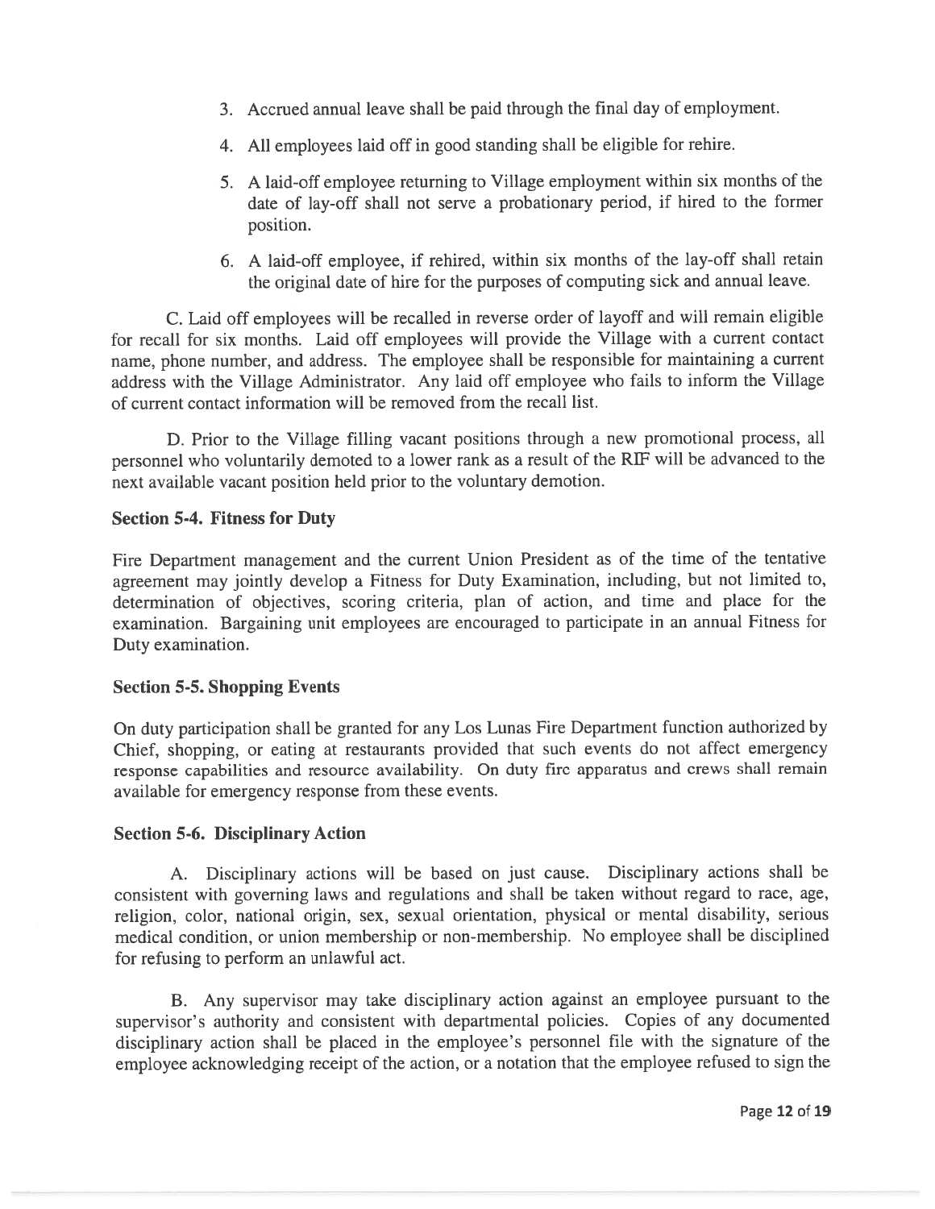3. Accrued annual leave shall be paid through the final day of employment.

4. All employees laid off in good standing shall be eligible for rehire.

5. A laid-off employee returning to Village employment within six months of the date of lay-off shall not serve a probationary period, if hired to the former position.

6. A laid-off employee, if rehired, within six months of the lay-off shall retain the original date of hire for the purposes of computing sick and annual leave.

C. Laid off employees will be recalled in reverse order of layoff and will remain eligible for recall for six months. Laid off employees will provide the Village with a current contact name, phone number, and address. The employee shall be responsible for maintaining a current address with the Village Administrator. Any laid off employee who fails to inform the Village of current contact information will be removed from the recall list.

D. Prior to the Village filling vacant positions through a new promotional process, all personnel who voluntarily demoted to a lower rank as a result of the RIF will be advanced to the next available vacant position held prior to the voluntary demotion.

### Section 5-4. Fitness for Duty

Fire Department management and the current Union President as of the time of the tentative agreement may jointly develop a Fitness for Duty Examination, including, but not limited to, determination of objectives, scoring criteria, plan of action, and time and place for the examination. Bargaining unit employees are encouraged to participate in an annual Fitness for Duty examination.

### Section 5-5. Shopping Events

On duty participation shall be granted for any Los Lunas Fire Department function authorized by Chief, shopping, or eating at restaurants provided that such events do not affect emergency response capabilities and resource availability. On duty fire apparatus and crews shall remain available for emergency response from these events.

### Section 5-6. Disciplinary Action

A. Disciplinary actions will be based on just cause. Disciplinary actions shall be consistent with governing laws and regulations and shall be taken without regard to race, age, religion, color, national origin, sex, sexual orientation, physical or mental disability, serious medical condition, or union membership or non-membership. No employee shall be disciplined for refusing to perform an unlawful act.

B. Any supervisor may take disciplinary action against an employee pursuant to the supervisor's authority and consistent with departmental policies. Copies of any documented disciplinary action shall be placed in the employee's personnel file with the signature of the employee acknowledging receipt of the action, or a notation that the employee refused to sign the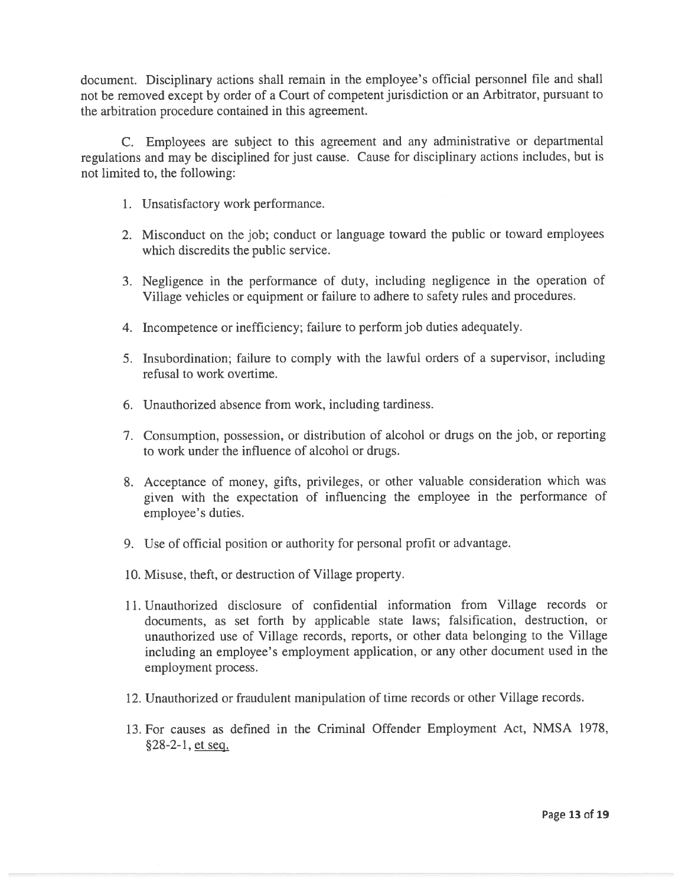document. Disciplinary actions shall remain in the employee's official personnel file and shall not be removed except by order of a Court of competent jurisdiction or an Arbitrator, pursuant to the arbitration procedure contained in this agreement.

C. Employees are subject to this agreement and any administrative or departmental regulations and may be disciplined for just cause. Cause for disciplinary actions includes, but is not limited to, the following:

1. Unsatisfactory work performance.

2. Misconduct on the job; conduct or language toward the public or toward employees which discredits the public service.

3. Negligence in the performance of duty, including negligence in the operation of Village vehicles or equipment or failure to adhere to safety rules and procedures.

4. Incompetence or inefficiency; failure to perform job duties adequately.

5. Insubordination; failure to comply with the lawful orders of a supervisor, including refusal to work overtime.

6. Unauthorized absence from work, including tardiness.

7. Consumption, possession, or distribution of alcohol or drugs on the job, or reporting to work under the influence of alcohol or drugs.

8. Acceptance of money, gifts, privileges, or other valuable consideration which was given with the expectation of influencing the employee in the performance of employee's duties.

9. Use of official position or authority for personal profit or advantage.

10. Misuse, theft, or destruction of Village property.

11. Unauthorized disclosure of confidential information from Village records or documents, as set forth by applicable state laws; falsification, destruction, or unauthorized use of Village records, reports, or other data belonging to the Village including an employee's employment application, or any other document used in the employment process.

12. Unauthorized or fraudulent manipulation of time records or other Village records.

13. For causes as defined in the Criminal Offender Employment Act, NMSA 1978, §28-2-1, et seq.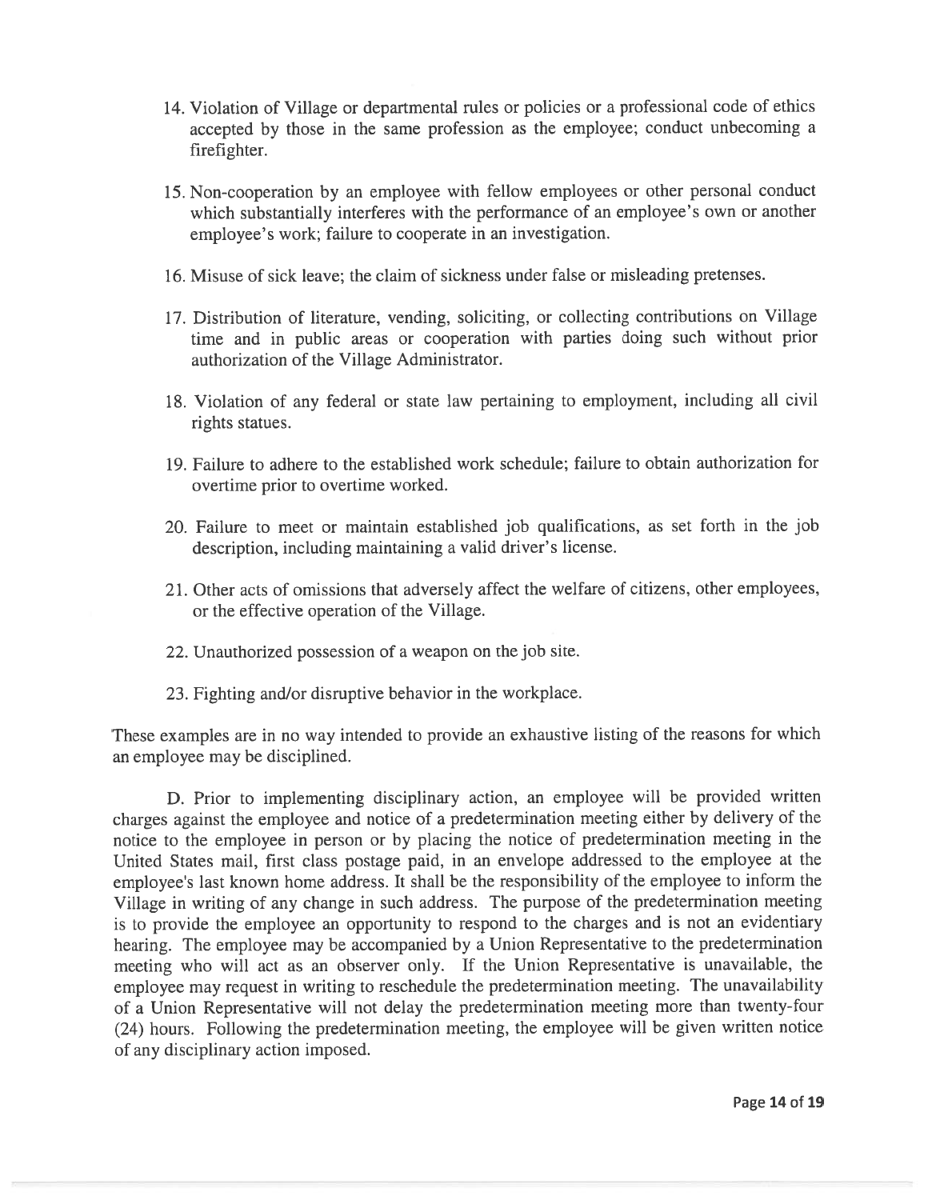14. Violation of Village or departmental rules or policies or a professional code of ethics accepted by those in the same profession as the employee; conduct unbecoming a firefighter.

15. Non-cooperation by an employee with fellow employees or other personal conduct which substantially interferes with the performance of an employee's own or another employee's work; failure to cooperate in an investigation.

16. Misuse of sick leave; the claim of sickness under false or misleading pretenses.

17. Distribution of literature, vending, soliciting, or collecting contributions on Village time and in public areas or cooperation with parties doing such without prior authorization of the Village Administrator.

18. Violation of any federal or state law pertaining to employment, including all civil rights statues.

19. Failure to adhere to the established work schedule; failure to obtain authorization for overtime prior to overtime worked.

20. Failure to meet or maintain established job qualifications, as set forth in the job description, including maintaining a valid driver's license.

21. Other acts of omissions that adversely affect the welfare of citizens, other employees, or the effective operation of the Village.

22. Unauthorized possession of a weapon on the job site.

23. Fighting and/or disruptive behavior in the workplace.

These examples are in no way intended to provide an exhaustive listing of the reasons for which an employee may be disciplined.

D. Prior to implementing disciplinary action, an employee will be provided written charges against the employee and notice of a predetermination meeting either by delivery of the notice to the employee in person or by placing the notice of predetermination meeting in the United States mail, first class postage paid, in an envelope addressed to the employee at the employee's last known home address. It shall be the responsibility of the employee to inform the Village in writing of any change in such address. The purpose of the predetermination meeting is to provide the employee an opportunity to respond to the charges and is not an evidentiary hearing. The employee may be accompanied by a Union Representative to the predetermination meeting who will act as an observer only. If the Union Representative is unavailable, the employee may request in writing to reschedule the predetermination meeting. The unavailability of a Union Representative will not delay the predetermination meeting more than twenty-four (24) hours. Following the predetermination meeting, the employee will be given written notice of any disciplinary action imposed.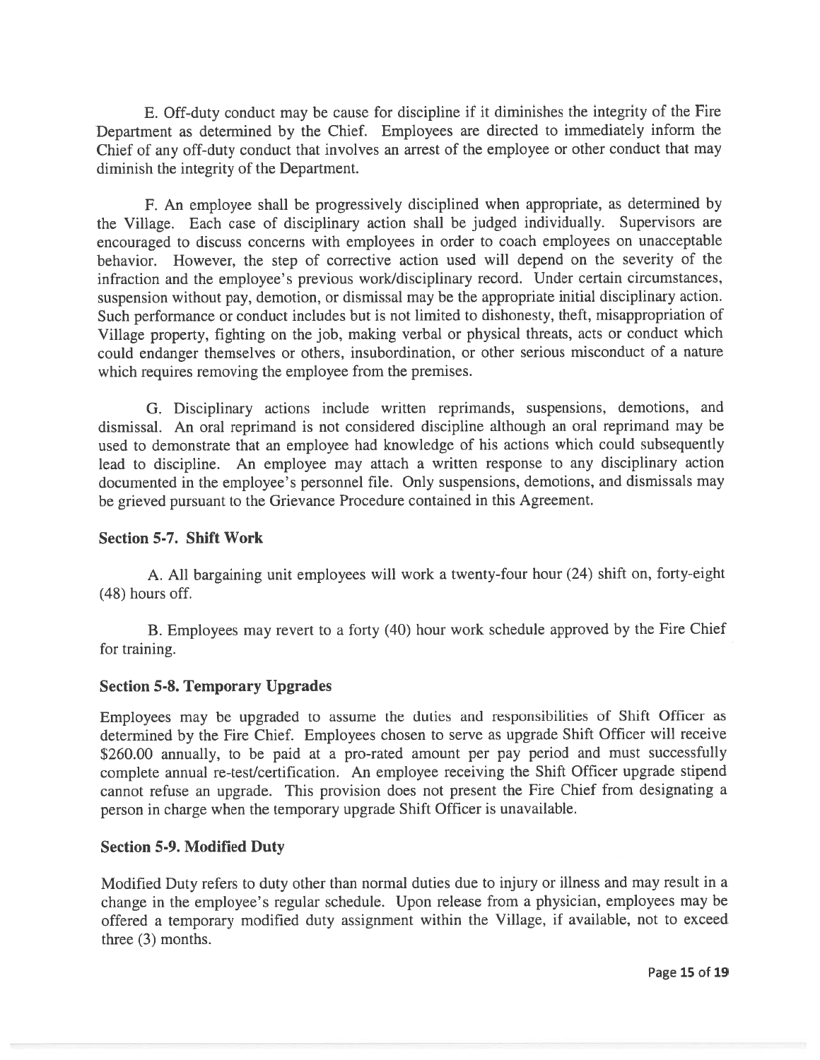E. Off-duty conduct may be cause for discipline if it diminishes the integrity of the Fire Department as determined by the Chief. Employees are directed to immediately inform the Chief of any off-duty conduct that involves an arrest of the employee or other conduct that may diminish the integrity of the Department.

F. An employee shall be progressively disciplined when appropriate, as determined by the Village. Each case of disciplinary action shall be judged individually. Supervisors are encouraged to discuss concerns with employees in order to coach employees on unacceptable behavior. However, the step of corrective action used will depend on the severity of the infraction and the employee's previous work/disciplinary record. Under certain circumstances, suspension without pay, demotion, or dismissal may be the appropriate initial disciplinary action. Such performance or conduct includes but is not limited to dishonesty, theft, misappropriation of Village property, fighting on the job, making verbal or physical threats, acts or conduct which could endanger themselves or others, insubordination, or other serious misconduct of a nature which requires removing the employee from the premises.

G. Disciplinary actions include written reprimands, suspensions, demotions, and dismissal. An oral reprimand is not considered discipline although an oral reprimand may be used to demonstrate that an employee had knowledge of his actions which could subsequently lead to discipline. An employee may attach a written response to any disciplinary action documented in the employee's personnel file. Only suspensions, demotions, and dismissals may be grieved pursuant to the Grievance Procedure contained in this Agreement.

### Section 5-7. Shift Work

A. All bargaining unit employees will work a twenty-four hour (24) shift on, forty-eight (48) hours off.

B. Employees may revert to a forty (40) hour work schedule approved by the Fire Chief for training.

### Section 5-8. Temporary Upgrades

Employees may be upgraded to assume the duties and responsibilities of Shift Officer as determined by the Fire Chief. Employees chosen to serve as upgrade Shift Officer will receive $260.00 annually, to be paid at a pro-rated amount per pay period and must successfully complete annual re-test/certification. An employee receiving the Shift Officer upgrade stipend cannot refuse an upgrade. This provision does not present the Fire Chief from designating a person in charge when the temporary upgrade Shift Officer is unavailable.

### Section 5-9. Modified Duty

Modified Duty refers to duty other than normal duties due to injury or illness and may result in a change in the employee's regular schedule. Upon release from a physician, employees may be offered a temporary modified duty assignment within the Village, if available, not to exceed three (3) months.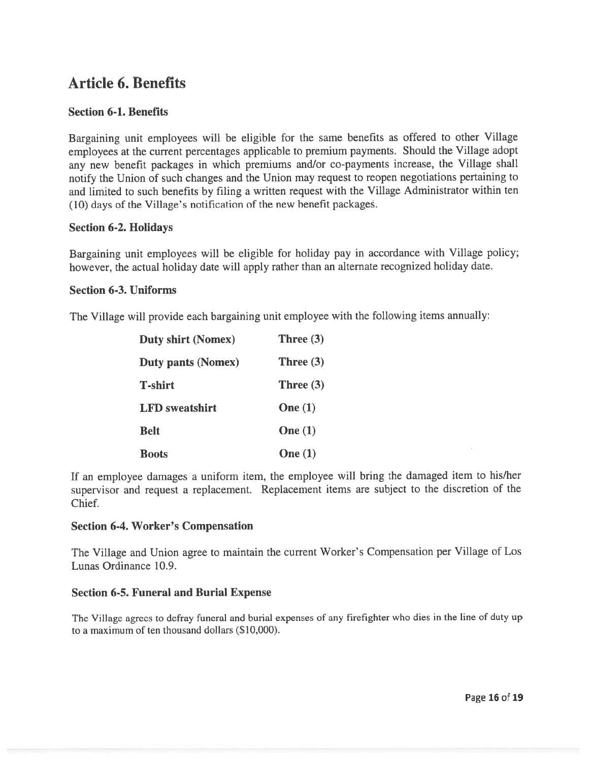# Article 6. Benefits

### Section 6-1. Benefits

Bargaining unit employees will be eligible for the same benefits as offered to other Village employees at the current percentages applicable to premium payments. Should the Village adopt any new benefit packages in which premiums and/or co-payments increase, the Village shall notify the Union of such changes and the Union may request to reopen negotiations pertaining to and limited to such benefits by filing a written request with the Village Administrator within ten (10) days of the Village's notification of the new benefit packages.

### Section 6-2. Holidays

Bargaining unit employees will be eligible for holiday pay in accordance with Village policy; however, the actual holiday date will apply rather than an alternate recognized holiday date.

### Section 6-3. Uniforms

The Village will provide each bargaining unit employee with the following items annually:

| | |
|---|---|
| **Duty shirt (Nomex)** | **Three (3)** |
| **Duty pants (Nomex)** | **Three (3)** |
| **T-shirt** | **Three (3)** |
| **LFD sweatshirt** | **One (1)** |
| **Belt** | **One (1)** |
| **Boots** | **One (1)** |

If an employee damages a uniform item, the employee will bring the damaged item to his/her supervisor and request a replacement. Replacement items are subject to the discretion of the Chief.

### Section 6-4. Worker's Compensation

The Village and Union agree to maintain the current Worker's Compensation per Village of Los Lunas Ordinance 10.9.

### Section 6-5. Funeral and Burial Expense

The Village agrees to defray funeral and burial expenses of any firefighter who dies in the line of duty up to a maximum of ten thousand dollars ($10,000).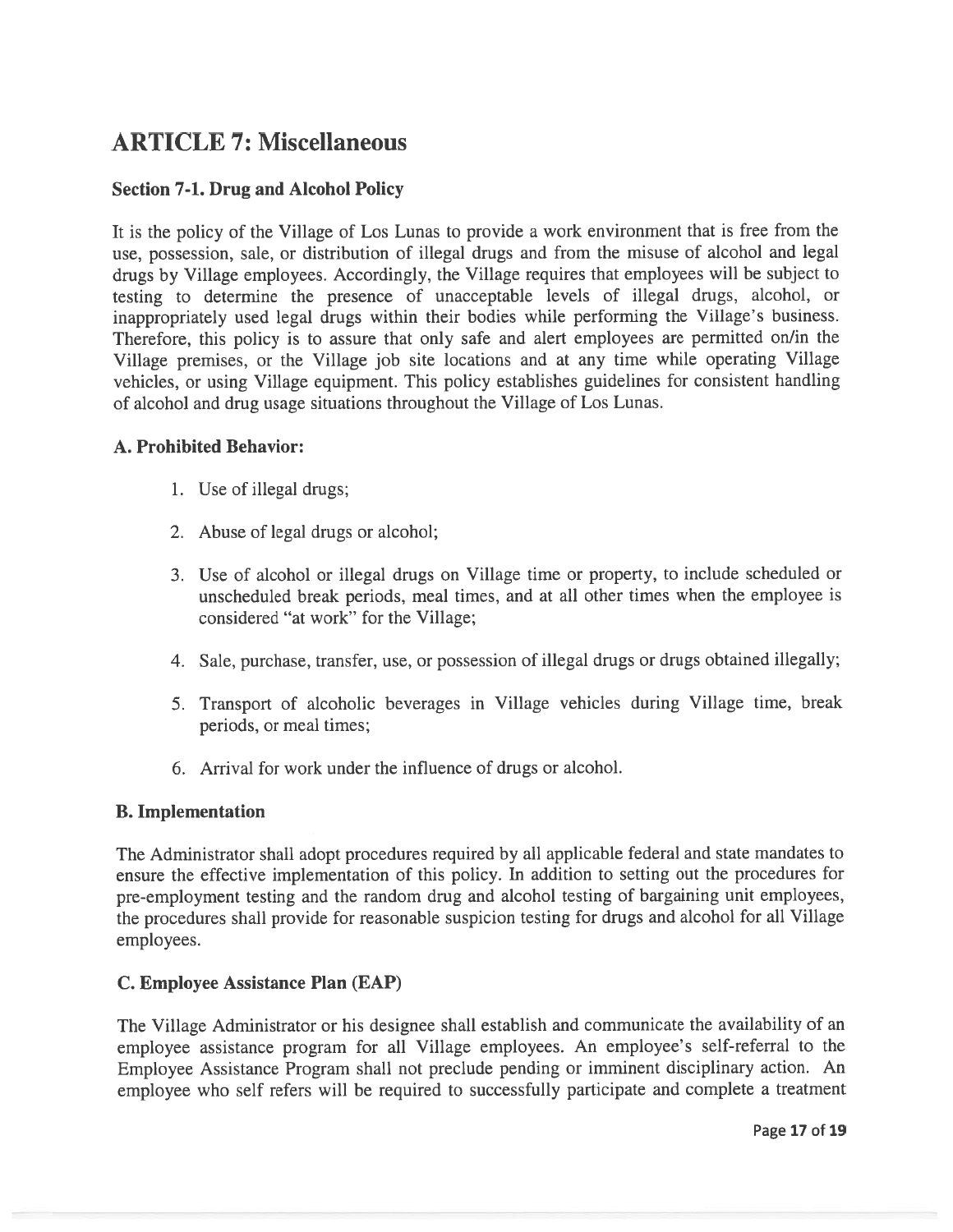# ARTICLE 7: Miscellaneous

## Section 7-1. Drug and Alcohol Policy

It is the policy of the Village of Los Lunas to provide a work environment that is free from the use, possession, sale, or distribution of illegal drugs and from the misuse of alcohol and legal drugs by Village employees. Accordingly, the Village requires that employees will be subject to testing to determine the presence of unacceptable levels of illegal drugs, alcohol, or inappropriately used legal drugs within their bodies while performing the Village's business. Therefore, this policy is to assure that only safe and alert employees are permitted on/in the Village premises, or the Village job site locations and at any time while operating Village vehicles, or using Village equipment. This policy establishes guidelines for consistent handling of alcohol and drug usage situations throughout the Village of Los Lunas.

### A. Prohibited Behavior:

1. Use of illegal drugs;
2. Abuse of legal drugs or alcohol;
3. Use of alcohol or illegal drugs on Village time or property, to include scheduled or unscheduled break periods, meal times, and at all other times when the employee is considered "at work" for the Village;
4. Sale, purchase, transfer, use, or possession of illegal drugs or drugs obtained illegally;
5. Transport of alcoholic beverages in Village vehicles during Village time, break periods, or meal times;
6. Arrival for work under the influence of drugs or alcohol.

### B. Implementation

The Administrator shall adopt procedures required by all applicable federal and state mandates to ensure the effective implementation of this policy. In addition to setting out the procedures for pre-employment testing and the random drug and alcohol testing of bargaining unit employees, the procedures shall provide for reasonable suspicion testing for drugs and alcohol for all Village employees.

### C. Employee Assistance Plan (EAP)

The Village Administrator or his designee shall establish and communicate the availability of an employee assistance program for all Village employees. An employee's self-referral to the Employee Assistance Program shall not preclude pending or imminent disciplinary action. An employee who self refers will be required to successfully participate and complete a treatment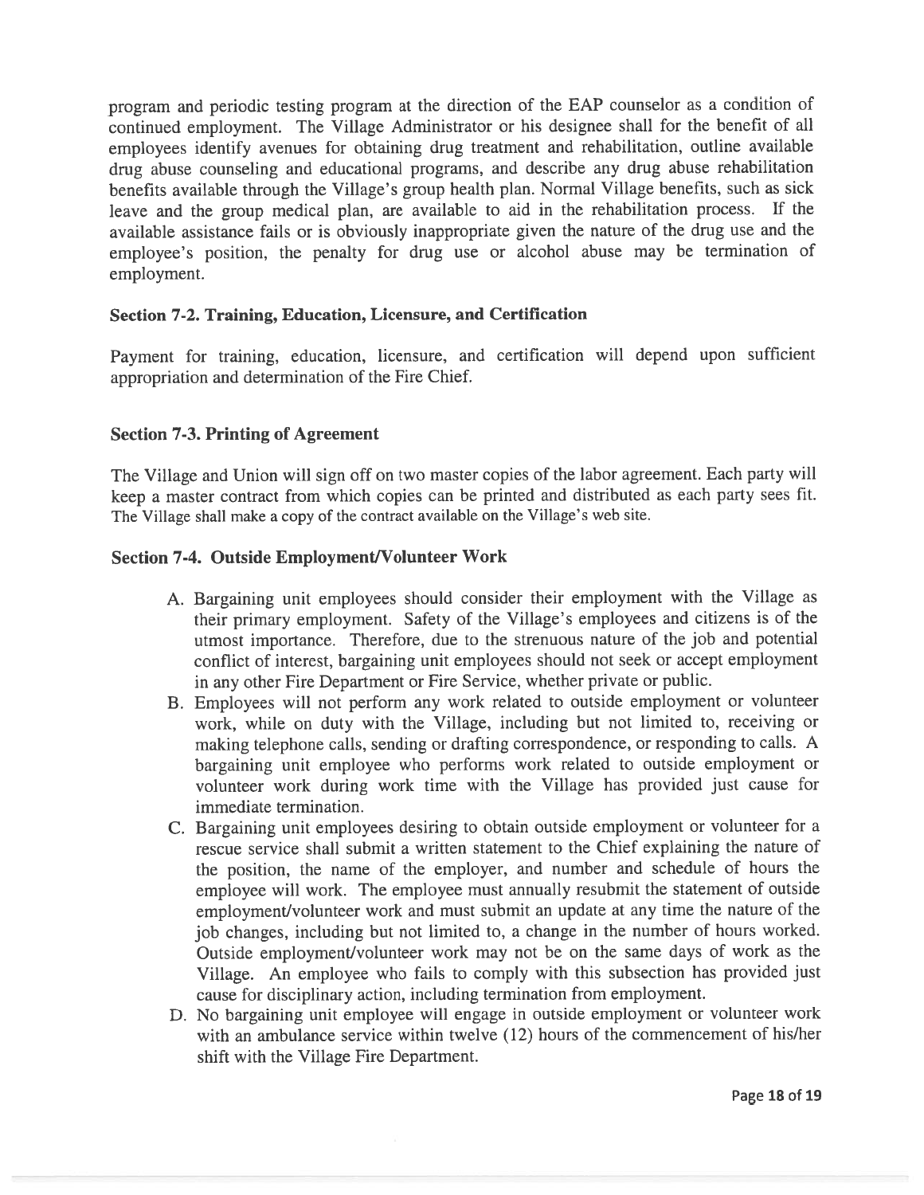program and periodic testing program at the direction of the EAP counselor as a condition of continued employment. The Village Administrator or his designee shall for the benefit of all employees identify avenues for obtaining drug treatment and rehabilitation, outline available drug abuse counseling and educational programs, and describe any drug abuse rehabilitation benefits available through the Village's group health plan. Normal Village benefits, such as sick leave and the group medical plan, are available to aid in the rehabilitation process. If the available assistance fails or is obviously inappropriate given the nature of the drug use and the employee's position, the penalty for drug use or alcohol abuse may be termination of employment.

### Section 7-2. Training, Education, Licensure, and Certification

Payment for training, education, licensure, and certification will depend upon sufficient appropriation and determination of the Fire Chief.

### Section 7-3. Printing of Agreement

The Village and Union will sign off on two master copies of the labor agreement. Each party will keep a master contract from which copies can be printed and distributed as each party sees fit. The Village shall make a copy of the contract available on the Village's web site.

### Section 7-4. Outside Employment/Volunteer Work

A. Bargaining unit employees should consider their employment with the Village as their primary employment. Safety of the Village's employees and citizens is of the utmost importance. Therefore, due to the strenuous nature of the job and potential conflict of interest, bargaining unit employees should not seek or accept employment in any other Fire Department or Fire Service, whether private or public.

B. Employees will not perform any work related to outside employment or volunteer work, while on duty with the Village, including but not limited to, receiving or making telephone calls, sending or drafting correspondence, or responding to calls. A bargaining unit employee who performs work related to outside employment or volunteer work during work time with the Village has provided just cause for immediate termination.

C. Bargaining unit employees desiring to obtain outside employment or volunteer for a rescue service shall submit a written statement to the Chief explaining the nature of the position, the name of the employer, and number and schedule of hours the employee will work. The employee must annually resubmit the statement of outside employment/volunteer work and must submit an update at any time the nature of the job changes, including but not limited to, a change in the number of hours worked. Outside employment/volunteer work may not be on the same days of work as the Village. An employee who fails to comply with this subsection has provided just cause for disciplinary action, including termination from employment.

D. No bargaining unit employee will engage in outside employment or volunteer work with an ambulance service within twelve (12) hours of the commencement of his/her shift with the Village Fire Department.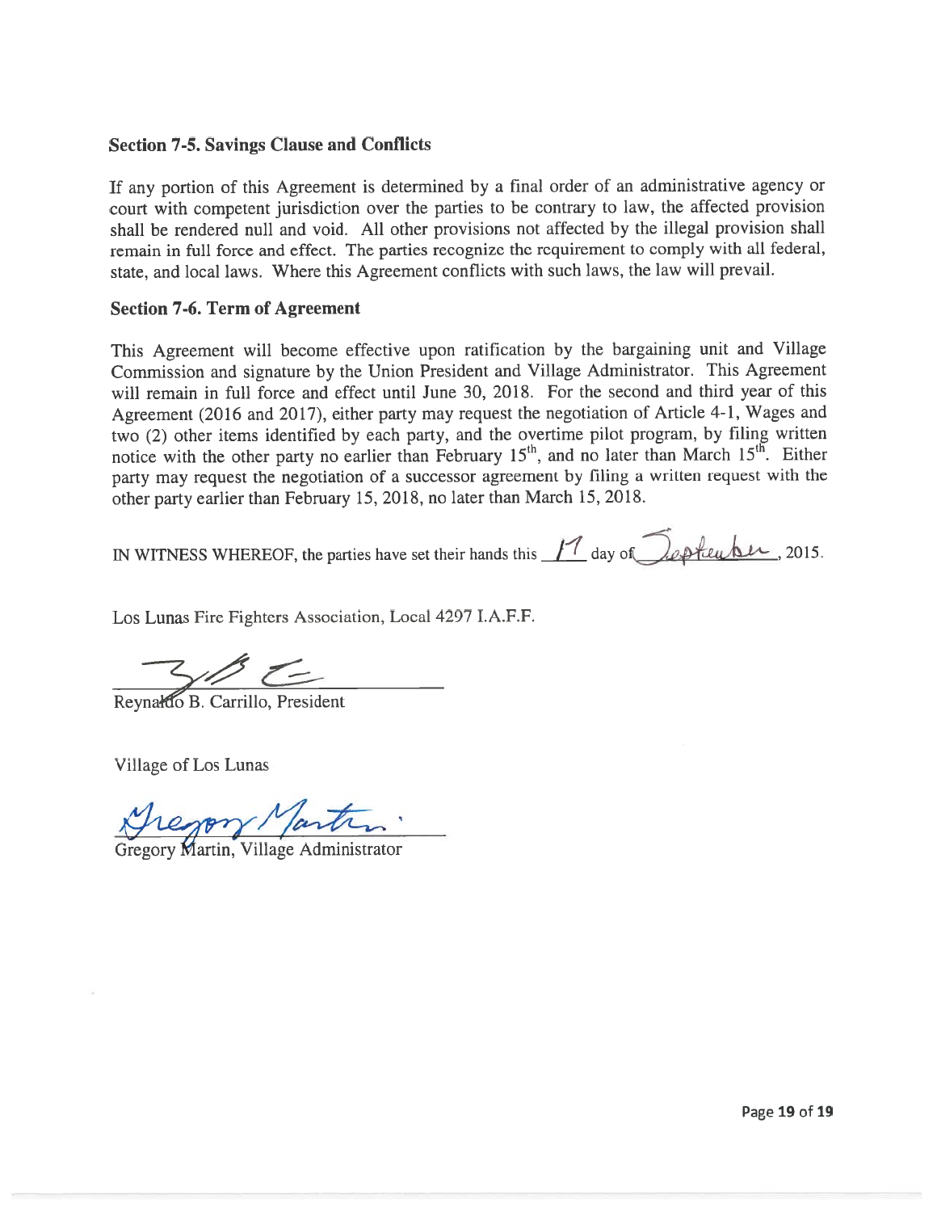### Section 7-5. Savings Clause and Conflicts

If any portion of this Agreement is determined by a final order of an administrative agency or court with competent jurisdiction over the parties to be contrary to law, the affected provision shall be rendered null and void. All other provisions not affected by the illegal provision shall remain in full force and effect. The parties recognize the requirement to comply with all federal, state, and local laws. Where this Agreement conflicts with such laws, the law will prevail.

### Section 7-6. Term of Agreement

This Agreement will become effective upon ratification by the bargaining unit and Village Commission and signature by the Union President and Village Administrator. This Agreement will remain in full force and effect until June 30, 2018. For the second and third year of this Agreement (2016 and 2017), either party may request the negotiation of Article 4-1, Wages and two (2) other items identified by each party, and the overtime pilot program, by filing written notice with the other party no earlier than February 15th, and no later than March 15th. Either party may request the negotiation of a successor agreement by filing a written request with the other party earlier than February 15, 2018, no later than March 15, 2018.

IN WITNESS WHEREOF, the parties have set their hands this 17 day of September, 2015.

Los Lunas Fire Fighters Association, Local 4297 I.A.F.F.

Reynaldo B. Carrillo, President

Village of Los Lunas

Gregory Martin, Village Administrator